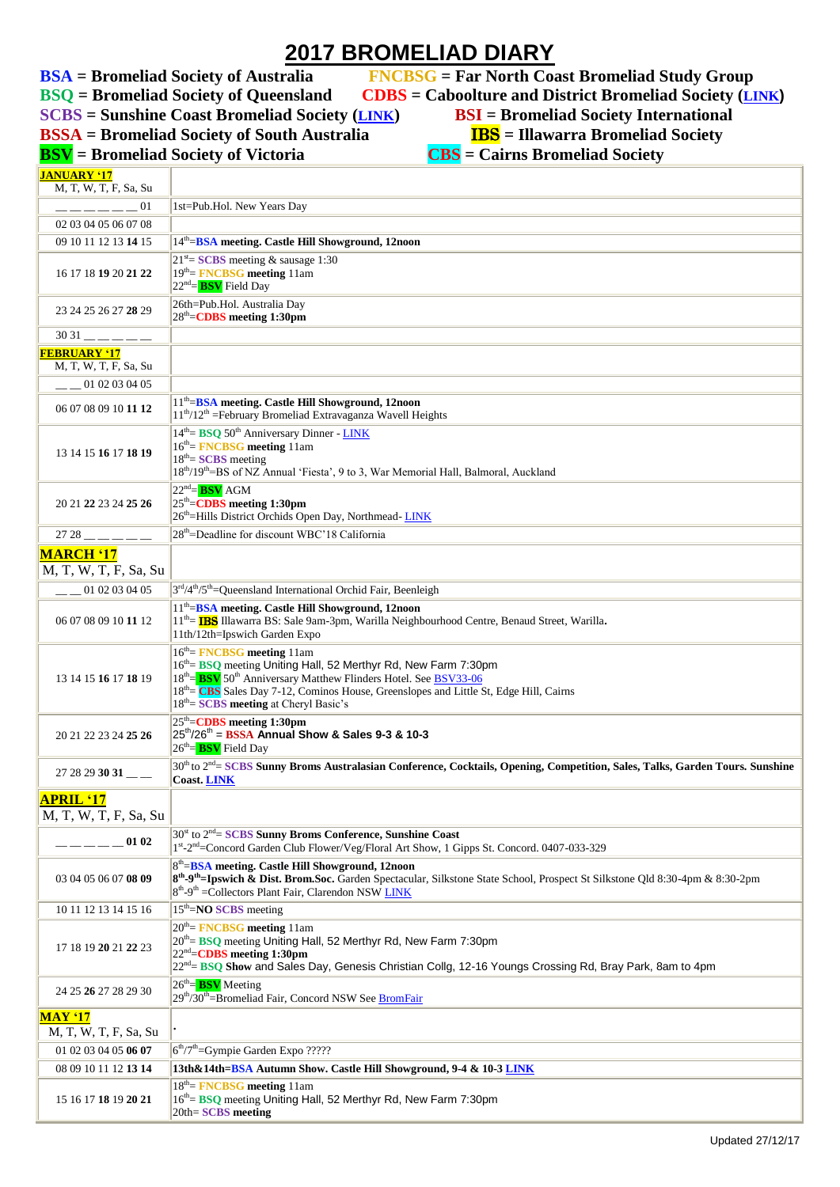# 2017 BROMELIAD DIARY

**BSA** = **Bromeliad Society of Australia**
**FNCBSG** = **Far North Coast Bromeliad Study Group**
**BSQ** = **Bromeliad Society of Queensland**
**CDBS** = **Caboolture and District Bromeliad Society (LINK)**
**SCBS** = **Sunshine Coast Bromeliad Society (LINK)**
**BSI** = **Bromeliad Society International**
**BSSA** = **Bromeliad Society of South Australia**
**IBS** = **Illawarra Bromeliad Society**
**BSV** = **Bromeliad Society of Victoria**
**CBS** = **Cairns Bromeliad Society**

| **JANUARY '17**<br>M, T, W, T, F, Sa, Su | |
|---|---|
| __ __ __ __ __ __ 01 | 1st=Pub.Hol. New Years Day |
| 02 03 04 05 06 07 08 | |
| 09 10 11 12 13 **14** 15 | 14th=**BSA meeting. Castle Hill Showground, 12noon** |
| 16 17 18 **19** 20 **21** **22** | 21st= **SCBS** meeting & sausage 1:30<br>19th= **FNCBSG meeting** 11am<br>22nd=**BSV** Field Day |
| 23 24 25 26 27 **28** 29 | 26th=Pub.Hol. Australia Day<br>28th=**CDBS meeting 1:30pm** |
| 30 31 __ __ __ __ __ | |
| **FEBRUARY '17**<br>M, T, W, T, F, Sa, Su | |
| __ __ 01 02 03 04 05 | |
| 06 07 08 09 10 **11** **12** | 11th=**BSA meeting. Castle Hill Showground, 12noon**<br>11th/12th =February Bromeliad Extravaganza Wavell Heights |
| 13 14 15 **16** 17 **18** **19** | 14th= **BSQ** 50th Anniversary Dinner - LINK<br>16th= **FNCBSG meeting** 11am<br>18th= **SCBS** meeting<br>18th/19th=BS of NZ Annual 'Fiesta', 9 to 3, War Memorial Hall, Balmoral, Auckland |
| 20 21 **22** 23 24 **25** **26** | 22nd=**BSV** AGM<br>25th=**CDBS meeting 1:30pm**<br>26th=Hills District Orchids Open Day, Northmead- LINK |
| 27 28 __ __ __ __ __ | 28th=Deadline for discount WBC'18 California |
| **MARCH '17**<br>M, T, W, T, F, Sa, Su | |
| __ __ 01 02 03 04 05 | 3rd/4th/5th=Queensland International Orchid Fair, Beenleigh |
| 06 07 08 09 10 **11** 12 | 11th=**BSA meeting. Castle Hill Showground, 12noon**<br>11th= **IBS** Illawarra BS: Sale 9am-3pm, Warilla Neighbourhood Centre, Benaud Street, Warilla.<br>11th/12th=Ipswich Garden Expo |
| 13 14 15 **16** 17 **18** 19 | 16th= **FNCBSG meeting** 11am<br>16th= **BSQ** meeting Uniting Hall, 52 Merthyr Rd, New Farm 7:30pm<br>18th=**BSV** 50th Anniversary Matthew Flinders Hotel. See BSV33-06<br>18th= **CBS** Sales Day 7-12, Cominos House, Greenslopes and Little St, Edge Hill, Cairns<br>18th= **SCBS meeting** at Cheryl Basic's |
| 20 21 22 23 24 **25** **26** | 25th=**CDBS meeting 1:30pm**<br>25th/26th = **BSSA Annual Show & Sales 9-3 & 10-3**<br>26th=**BSV** Field Day |
| 27 28 29 **30** **31** __ __ | **30th to 2nd= SCBS Sunny Broms Australasian Conference, Cocktails, Opening, Competition, Sales, Talks, Garden Tours. Sunshine Coast. LINK** |
| **APRIL '17**<br>M, T, W, T, F, Sa, Su | |
| __ __ __ __ __ **01** **02** | **30st to 2nd= SCBS Sunny Broms Conference, Sunshine Coast**<br>1st-2nd=Concord Garden Club Flower/Veg/Floral Art Show, 1 Gipps St. Concord. 0407-033-329 |
| 03 04 05 06 07 **08** **09** | 8th=**BSA meeting. Castle Hill Showground, 12noon**<br>**8th-9th=Ipswich & Dist. Brom.Soc.** Garden Spectacular, Silkstone State School, Prospect St Silkstone Qld 8:30-4pm & 8:30-2pm<br>8th-9th =Collectors Plant Fair, Clarendon NSW LINK |
| 10 11 12 13 14 15 16 | 15th=**NO SCBS** meeting |
| 17 18 19 **20** 21 **22** 23 | 20th= **FNCBSG meeting** 11am<br>20th= **BSQ** meeting Uniting Hall, 52 Merthyr Rd, New Farm 7:30pm<br>22nd=**CDBS meeting 1:30pm**<br>22nd= **BSQ Show** and Sales Day, Genesis Christian Collg, 12-16 Youngs Crossing Rd, Bray Park, 8am to 4pm |
| 24 25 **26** 27 28 29 30 | 26th=**BSV** Meeting<br>29th/30th=Bromeliad Fair, Concord NSW See BromFair |
| **MAY '17**<br>M, T, W, T, F, Sa, Su | . |
| 01 02 03 04 05 **06** **07** | 6th/7th=Gympie Garden Expo ????? |
| 08 09 10 11 12 **13** **14** | **13th&14th=BSA Autumn Show. Castle Hill Showground, 9-4 & 10-3 LINK** |
| 15 16 17 **18** 19 **20** **21** | 18th= **FNCBSG meeting** 11am<br>16th= **BSQ** meeting Uniting Hall, 52 Merthyr Rd, New Farm 7:30pm<br>20th= **SCBS meeting** |

Updated 27/12/17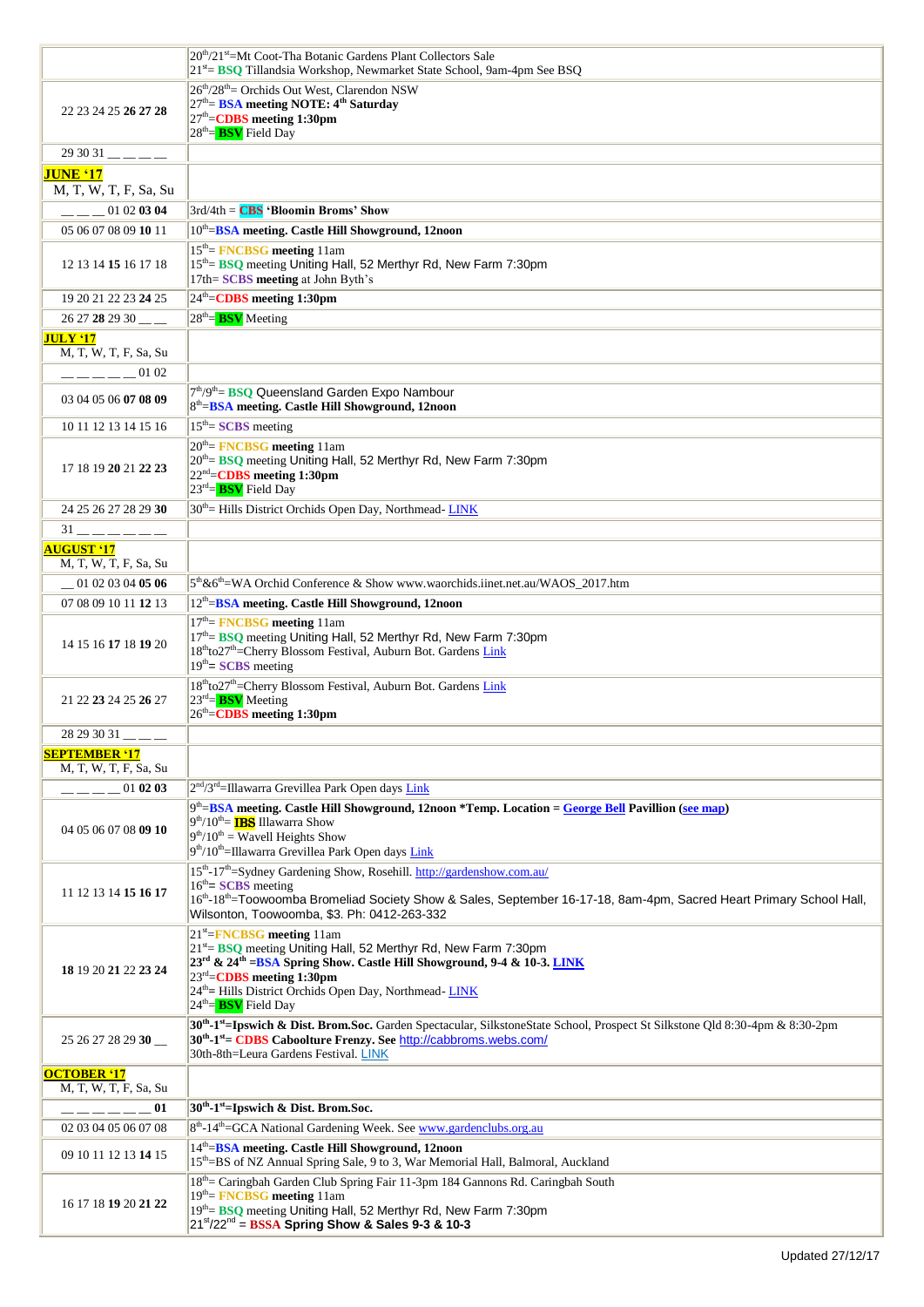| | |
|---|---|
| | 20th/21st=Mt Coot-Tha Botanic Gardens Plant Collectors Sale<br>21st= **BSQ** Tillandsia Workshop, Newmarket State School, 9am-4pm See BSQ |
| 22 23 24 25 **26 27 28** | 26th/28th= Orchids Out West, Clarendon NSW<br>27th= **BSA meeting NOTE: 4th Saturday**<br>27th=**CDBS meeting 1:30pm**<br>28th=**BSV** Field Day |
| 29 30 31 __ __ __ __ | |
| **JUNE '17**<br>M, T, W, T, F, Sa, Su | |
| __ __ __ 01 02 **03 04** | 3rd/4th = **CBS 'Bloomin Broms' Show** |
| 05 06 07 08 09 **10** 11 | 10th=**BSA meeting. Castle Hill Showground, 12noon** |
| 12 13 14 **15** 16 17 18 | 15th= **FNCBSG meeting** 11am<br>15th= **BSQ** meeting Uniting Hall, 52 Merthyr Rd, New Farm 7:30pm<br>17th= **SCBS meeting** at John Byth's |
| 19 20 21 22 23 **24** 25 | 24th=**CDBS meeting 1:30pm** |
| 26 27 **28** 29 30 __ __ | 28th=**BSV** Meeting |
| **JULY '17**<br>M, T, W, T, F, Sa, Su | |
| __ __ __ __ __ 01 02 | |
| 03 04 05 06 **07 08 09** | 7th/9th= **BSQ** Queensland Garden Expo Nambour<br>8th=**BSA meeting. Castle Hill Showground, 12noon** |
| 10 11 12 13 14 15 16 | 15th= **SCBS** meeting |
| 17 18 19 **20** 21 **22 23** | 20th= **FNCBSG meeting** 11am<br>20th= **BSQ** meeting Uniting Hall, 52 Merthyr Rd, New Farm 7:30pm<br>22nd=**CDBS meeting 1:30pm**<br>23rd=**BSV** Field Day |
| 24 25 26 27 28 29 **30** | 30th= Hills District Orchids Open Day, Northmead- LINK |
| 31 __ __ __ __ __ __ | |
| **AUGUST '17**<br>M, T, W, T, F, Sa, Su | |
| __ 01 02 03 04 **05 06** | 5th&6th=WA Orchid Conference & Show www.waorchids.iinet.net.au/WAOS_2017.htm |
| 07 08 09 10 11 **12** 13 | 12th=**BSA meeting. Castle Hill Showground, 12noon** |
| 14 15 16 **17** 18 **19** 20 | 17th= **FNCBSG meeting** 11am<br>17th= **BSQ** meeting Uniting Hall, 52 Merthyr Rd, New Farm 7:30pm<br>18thto27th=Cherry Blossom Festival, Auburn Bot. Gardens Link<br>19th= **SCBS** meeting |
| 21 22 **23** 24 25 **26** 27 | 18thto27th=Cherry Blossom Festival, Auburn Bot. Gardens Link<br>23rd=**BSV** Meeting<br>26th=**CDBS meeting 1:30pm** |
| 28 29 30 31 __ __ __ | |
| **SEPTEMBER '17**<br>M, T, W, T, F, Sa, Su | |
| __ __ __ __ 01 **02 03** | 2nd/3rd=Illawarra Grevillea Park Open days Link |
| 04 05 06 07 08 **09 10** | 9th=**BSA meeting. Castle Hill Showground, 12noon *Temp. Location = George Bell Pavillion (see map)**<br>9th/10th= **IBS** Illawarra Show<br>9th/10th = Wavell Heights Show<br>9th/10th=Illawarra Grevillea Park Open days Link |
| 11 12 13 14 **15 16 17** | 15th-17th=Sydney Gardening Show, Rosehill. http://gardenshow.com.au/<br>16th= **SCBS** meeting<br>16th-18th=Toowoomba Bromeliad Society Show & Sales, September 16-17-18, 8am-4pm, Sacred Heart Primary School Hall, Wilsonton, Toowoomba, $3. Ph: 0412-263-332 |
| **18** 19 20 **21** 22 **23 24** | 21st=**FNCBSG meeting** 11am<br>21st= **BSQ** meeting Uniting Hall, 52 Merthyr Rd, New Farm 7:30pm<br>**23rd & 24th =BSA Spring Show. Castle Hill Showground, 9-4 & 10-3. LINK**<br>23rd=**CDBS meeting 1:30pm**<br>24th= Hills District Orchids Open Day, Northmead- LINK<br>24th=**BSV** Field Day |
| 25 26 27 28 29 **30** __ | **30th-1st=Ipswich & Dist. Brom.Soc.** Garden Spectacular, SilkstoneState School, Prospect St Silkstone Qld 8:30-4pm & 8:30-2pm<br>**30th-1st= CDBS Caboolture Frenzy. See** http://cabbroms.webs.com/<br>30th-8th=Leura Gardens Festival. LINK |
| **OCTOBER '17**<br>M, T, W, T, F, Sa, Su | |
| __ __ __ __ __ __ **01** | **30th-1st=Ipswich & Dist. Brom.Soc.** |
| 02 03 04 05 06 07 08 | 8th-14th=GCA National Gardening Week. See www.gardenclubs.org.au |
| 09 10 11 12 13 **14** 15 | 14th=**BSA meeting. Castle Hill Showground, 12noon**<br>15th=BS of NZ Annual Spring Sale, 9 to 3, War Memorial Hall, Balmoral, Auckland |
| 16 17 18 **19** 20 **21 22** | 18th= Caringbah Garden Club Spring Fair 11-3pm 184 Gannons Rd. Caringbah South<br>19th= **FNCBSG meeting** 11am<br>19th= **BSQ** meeting Uniting Hall, 52 Merthyr Rd, New Farm 7:30pm<br>21st/22nd = **BSSA Spring Show & Sales 9-3 & 10-3** |

Updated 27/12/17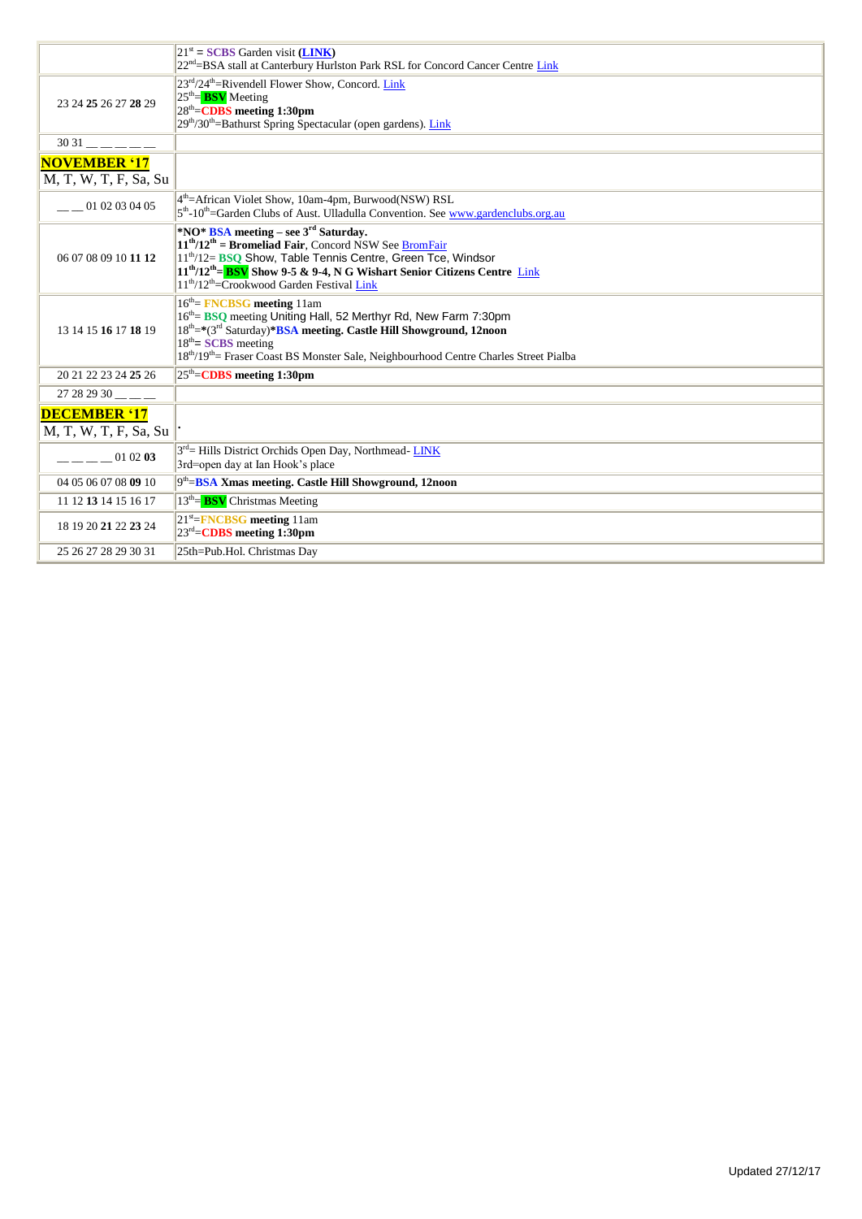| | |
|---|---|
| | 21st = **SCBS** Garden visit (**LINK**)<br>22nd=BSA stall at Canterbury Hurlston Park RSL for Concord Cancer Centre Link |
| 23 24 **25** 26 27 **28** 29 | 23rd/24th=Rivendell Flower Show, Concord. Link<br>25th=**BSV** Meeting<br>28th=**CDBS meeting 1:30pm**<br>29th/30th=Bathurst Spring Spectacular (open gardens). Link |
| 30 31 __ __ __ __ __ | |
| **NOVEMBER '17**<br>M, T, W, T, F, Sa, Su | |
| __ __ 01 02 03 04 05 | 4th=African Violet Show, 10am-4pm, Burwood(NSW) RSL<br>5th-10th=Garden Clubs of Aust. Ulladulla Convention. See www.gardenclubs.org.au |
| 06 07 08 09 10 **11 12** | ***NO* BSA meeting – see 3rd Saturday.**<br>**11th/12th = Bromeliad Fair**, Concord NSW See BromFair<br>11th/12= **BSQ** Show, Table Tennis Centre, Green Tce, Windsor<br>**11th/12th=BSV Show 9-5 & 9-4, N G Wishart Senior Citizens Centre** Link<br>11th/12th=Crookwood Garden Festival Link |
| 13 14 15 **16** 17 **18** 19 | 16th= **FNCBSG meeting** 11am<br>16th= **BSQ** meeting Uniting Hall, 52 Merthyr Rd, New Farm 7:30pm<br>18th=*(3rd Saturday)***BSA meeting. Castle Hill Showground, 12noon**<br>18th= **SCBS** meeting<br>18th/19th= Fraser Coast BS Monster Sale, Neighbourhood Centre Charles Street Pialba |
| 20 21 22 23 24 **25** 26 | 25th=**CDBS meeting 1:30pm** |
| 27 28 29 30 __ __ __ | |
| **DECEMBER '17**<br>M, T, W, T, F, Sa, Su | . |
| __ __ __ __ 01 02 **03** | 3rd= Hills District Orchids Open Day, Northmead- LINK<br>3rd=open day at Ian Hook's place |
| 04 05 06 07 08 **09** 10 | 9th=**BSA Xmas meeting. Castle Hill Showground, 12noon** |
| 11 12 **13** 14 15 16 17 | 13th=**BSV** Christmas Meeting |
| 18 19 20 **21** 22 **23** 24 | 21st=**FNCBSG meeting** 11am<br>23rd=**CDBS meeting 1:30pm** |
| 25 26 27 28 29 30 31 | 25th=Pub.Hol. Christmas Day |

Updated 27/12/17